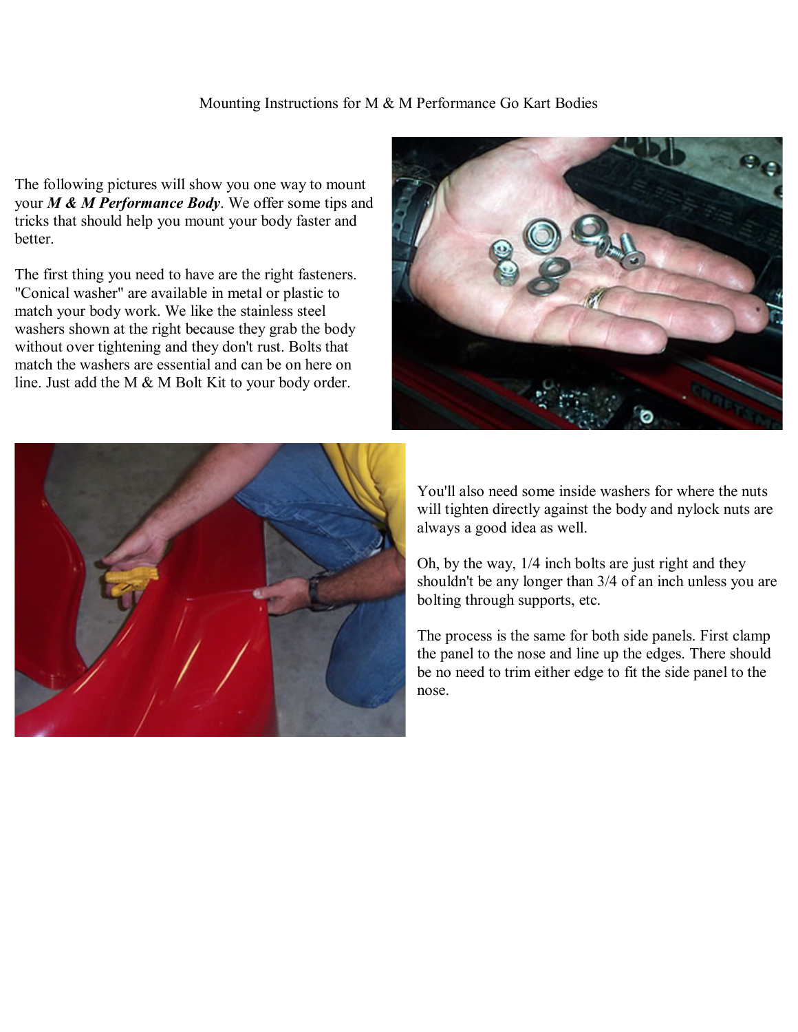Mounting Instructions for M & M Performance Go Kart Bodies

The following pictures will show you one way to mount your ***M & M Performance Body***. We offer some tips and tricks that should help you mount your body faster and better.

The first thing you need to have are the right fasteners. "Conical washer" are available in metal or plastic to match your body work. We like the stainless steel washers shown at the right because they grab the body without over tightening and they don't rust. Bolts that match the washers are essential and can be on here on line. Just add the M & M Bolt Kit to your body order.

You'll also need some inside washers for where the nuts will tighten directly against the body and nylock nuts are always a good idea as well.

Oh, by the way, 1/4 inch bolts are just right and they shouldn't be any longer than 3/4 of an inch unless you are bolting through supports, etc.

The process is the same for both side panels. First clamp the panel to the nose and line up the edges. There should be no need to trim either edge to fit the side panel to the nose.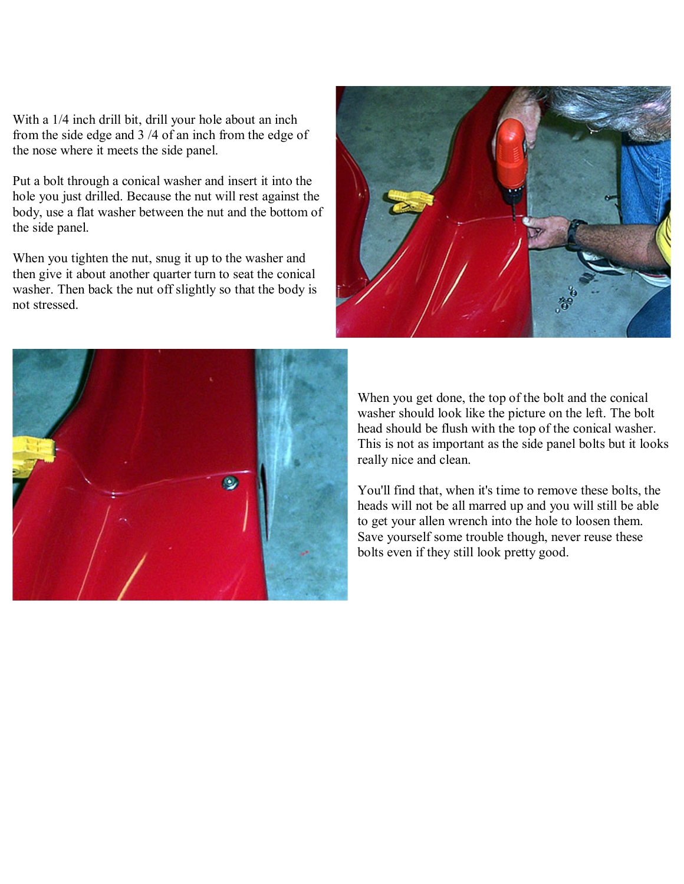With a 1/4 inch drill bit, drill your hole about an inch from the side edge and 3 /4 of an inch from the edge of the nose where it meets the side panel.

Put a bolt through a conical washer and insert it into the hole you just drilled. Because the nut will rest against the body, use a flat washer between the nut and the bottom of the side panel.

When you tighten the nut, snug it up to the washer and then give it about another quarter turn to seat the conical washer. Then back the nut off slightly so that the body is not stressed.

When you get done, the top of the bolt and the conical washer should look like the picture on the left. The bolt head should be flush with the top of the conical washer. This is not as important as the side panel bolts but it looks really nice and clean.

You'll find that, when it's time to remove these bolts, the heads will not be all marred up and you will still be able to get your allen wrench into the hole to loosen them. Save yourself some trouble though, never reuse these bolts even if they still look pretty good.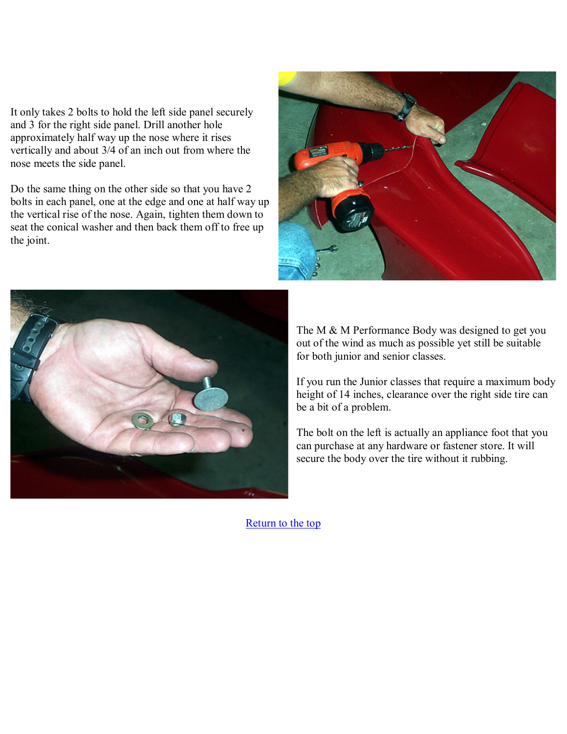It only takes 2 bolts to hold the left side panel securely and 3 for the right side panel. Drill another hole approximately half way up the nose where it rises vertically and about 3/4 of an inch out from where the nose meets the side panel.

Do the same thing on the other side so that you have 2 bolts in each panel, one at the edge and one at half way up the vertical rise of the nose. Again, tighten them down to seat the conical washer and then back them off to free up the joint.

The M & M Performance Body was designed to get you out of the wind as much as possible yet still be suitable for both junior and senior classes.

If you run the Junior classes that require a maximum body height of 14 inches, clearance over the right side tire can be a bit of a problem.

The bolt on the left is actually an appliance foot that you can purchase at any hardware or fastener store. It will secure the body over the tire without it rubbing.

[Return to the top]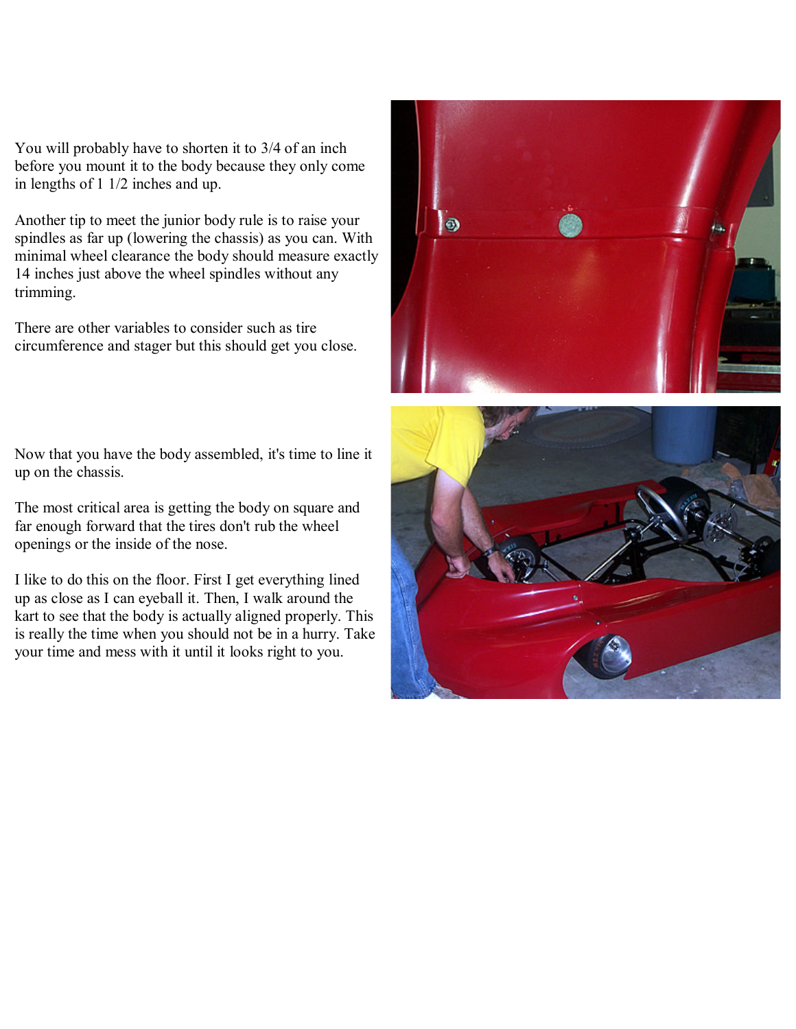You will probably have to shorten it to 3/4 of an inch before you mount it to the body because they only come in lengths of 1 1/2 inches and up.

Another tip to meet the junior body rule is to raise your spindles as far up (lowering the chassis) as you can. With minimal wheel clearance the body should measure exactly 14 inches just above the wheel spindles without any trimming.

There are other variables to consider such as tire circumference and stager but this should get you close.

Now that you have the body assembled, it's time to line it up on the chassis.

The most critical area is getting the body on square and far enough forward that the tires don't rub the wheel openings or the inside of the nose.

I like to do this on the floor. First I get everything lined up as close as I can eyeball it. Then, I walk around the kart to see that the body is actually aligned properly. This is really the time when you should not be in a hurry. Take your time and mess with it until it looks right to you.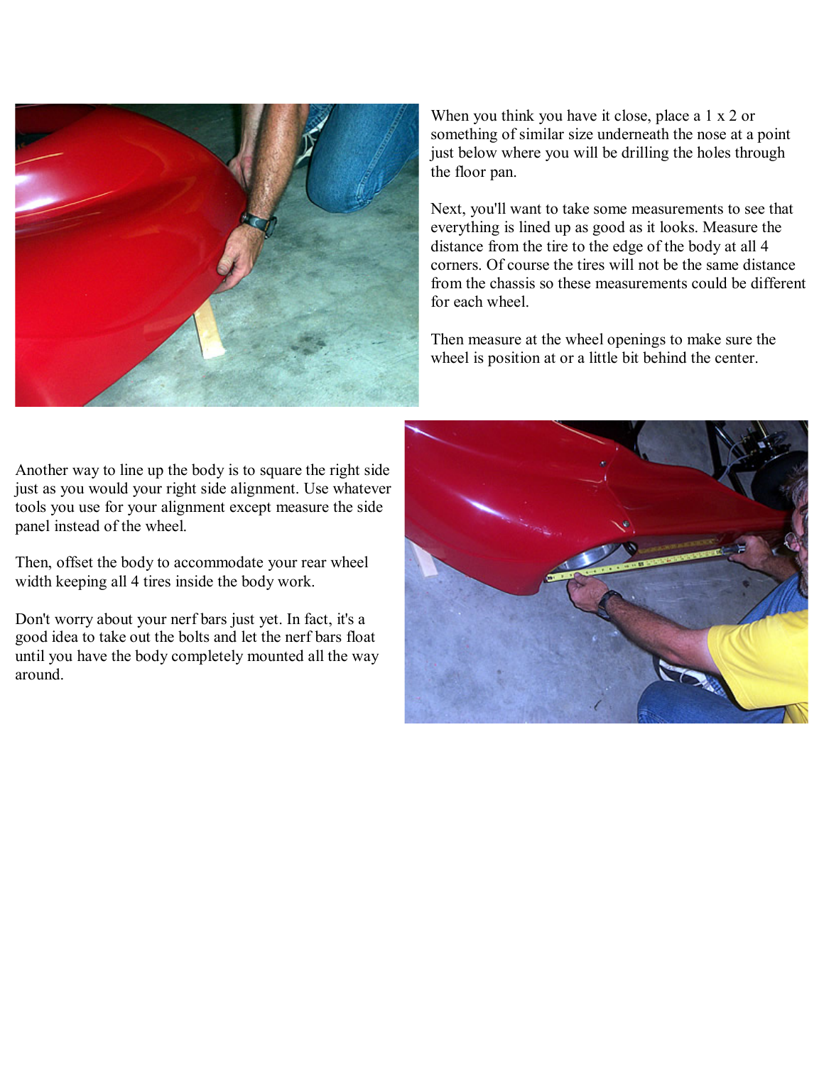When you think you have it close, place a 1 x 2 or something of similar size underneath the nose at a point just below where you will be drilling the holes through the floor pan.

Next, you'll want to take some measurements to see that everything is lined up as good as it looks. Measure the distance from the tire to the edge of the body at all 4 corners. Of course the tires will not be the same distance from the chassis so these measurements could be different for each wheel.

Then measure at the wheel openings to make sure the wheel is position at or a little bit behind the center.

Another way to line up the body is to square the right side just as you would your right side alignment. Use whatever tools you use for your alignment except measure the side panel instead of the wheel.

Then, offset the body to accommodate your rear wheel width keeping all 4 tires inside the body work.

Don't worry about your nerf bars just yet. In fact, it's a good idea to take out the bolts and let the nerf bars float until you have the body completely mounted all the way around.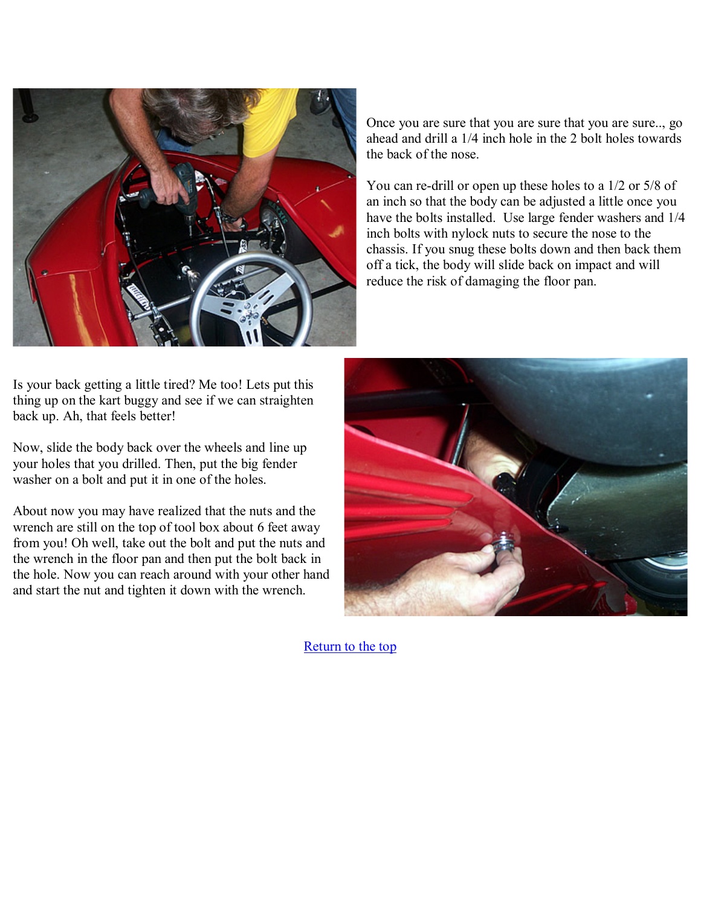Once you are sure that you are sure that you are sure.., go ahead and drill a 1/4 inch hole in the 2 bolt holes towards the back of the nose.

You can re-drill or open up these holes to a 1/2 or 5/8 of an inch so that the body can be adjusted a little once you have the bolts installed. Use large fender washers and 1/4 inch bolts with nylock nuts to secure the nose to the chassis. If you snug these bolts down and then back them off a tick, the body will slide back on impact and will reduce the risk of damaging the floor pan.

Is your back getting a little tired? Me too! Lets put this thing up on the kart buggy and see if we can straighten back up. Ah, that feels better!

Now, slide the body back over the wheels and line up your holes that you drilled. Then, put the big fender washer on a bolt and put it in one of the holes.

About now you may have realized that the nuts and the wrench are still on the top of tool box about 6 feet away from you! Oh well, take out the bolt and put the nuts and the wrench in the floor pan and then put the bolt back in the hole. Now you can reach around with your other hand and start the nut and tighten it down with the wrench.

Return to the top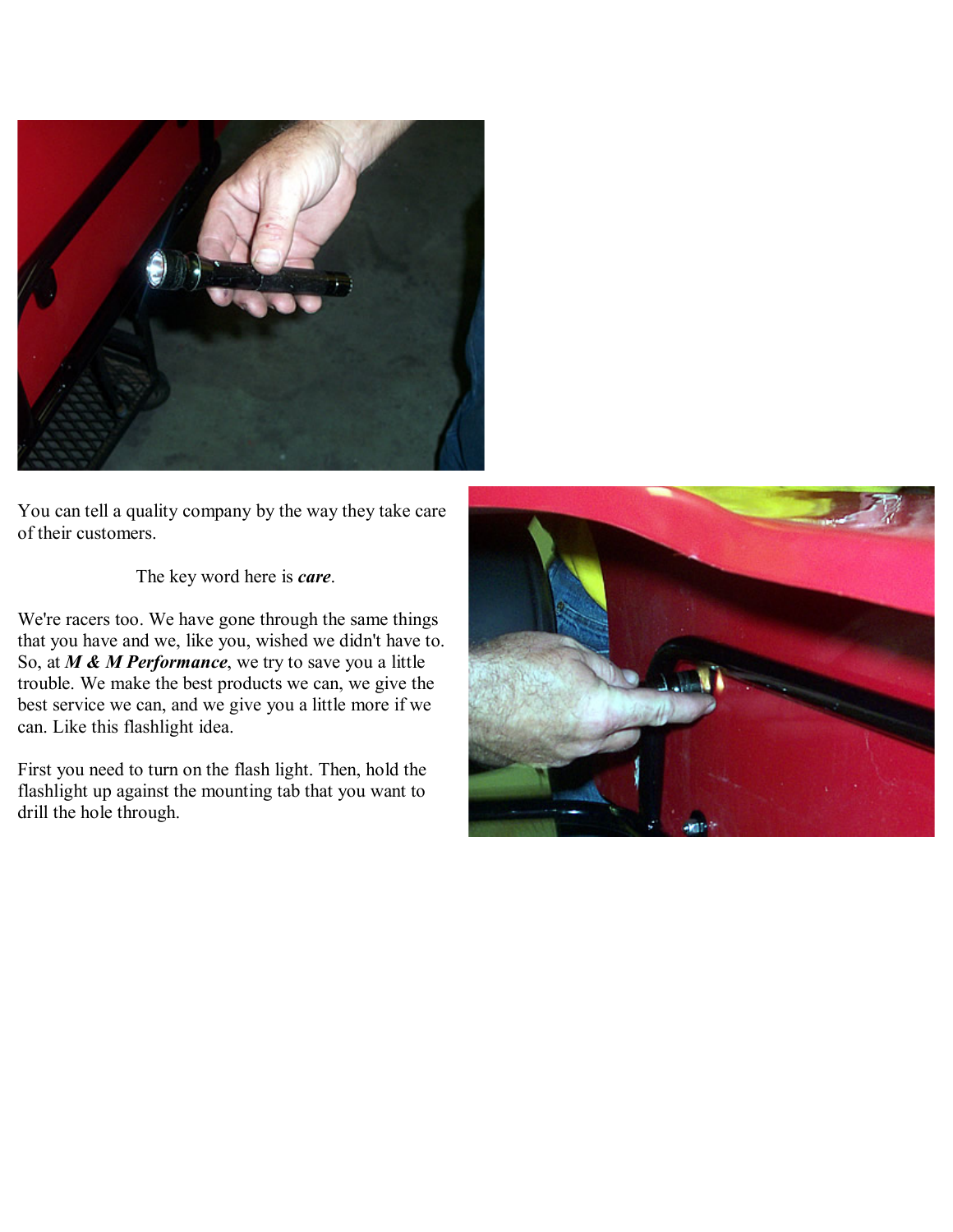You can tell a quality company by the way they take care of their customers.

The key word here is ***care***.

We're racers too. We have gone through the same things that you have and we, like you, wished we didn't have to. So, at ***M & M Performance***, we try to save you a little trouble. We make the best products we can, we give the best service we can, and we give you a little more if we can. Like this flashlight idea.

First you need to turn on the flash light. Then, hold the flashlight up against the mounting tab that you want to drill the hole through.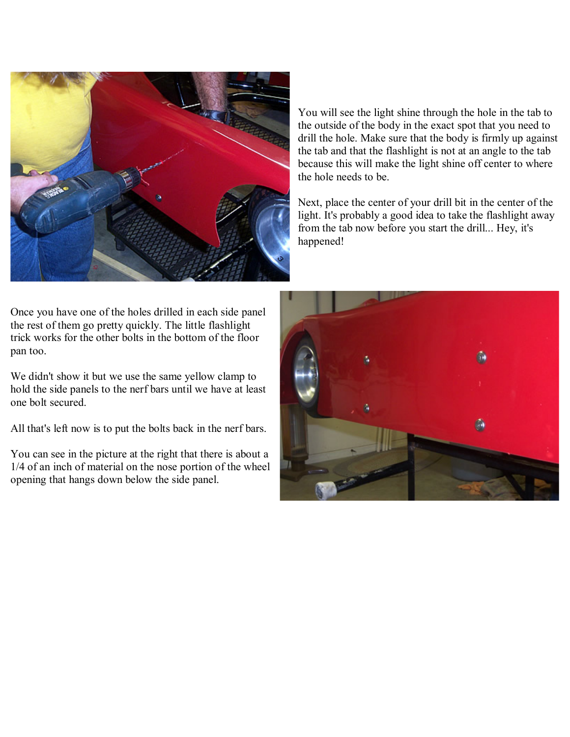You will see the light shine through the hole in the tab to the outside of the body in the exact spot that you need to drill the hole. Make sure that the body is firmly up against the tab and that the flashlight is not at an angle to the tab because this will make the light shine off center to where the hole needs to be.

Next, place the center of your drill bit in the center of the light. It's probably a good idea to take the flashlight away from the tab now before you start the drill... Hey, it's happened!

Once you have one of the holes drilled in each side panel the rest of them go pretty quickly. The little flashlight trick works for the other bolts in the bottom of the floor pan too.

We didn't show it but we use the same yellow clamp to hold the side panels to the nerf bars until we have at least one bolt secured.

All that's left now is to put the bolts back in the nerf bars.

You can see in the picture at the right that there is about a 1/4 of an inch of material on the nose portion of the wheel opening that hangs down below the side panel.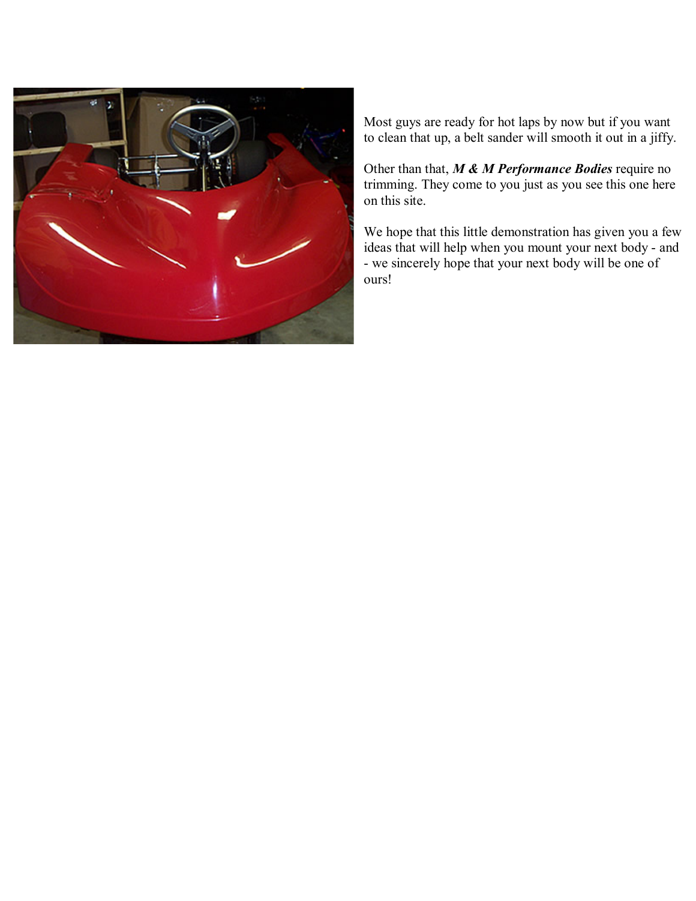Most guys are ready for hot laps by now but if you want to clean that up, a belt sander will smooth it out in a jiffy.

Other than that, ***M & M Performance Bodies*** require no trimming. They come to you just as you see this one here on this site.

We hope that this little demonstration has given you a few ideas that will help when you mount your next body - and - we sincerely hope that your next body will be one of ours!